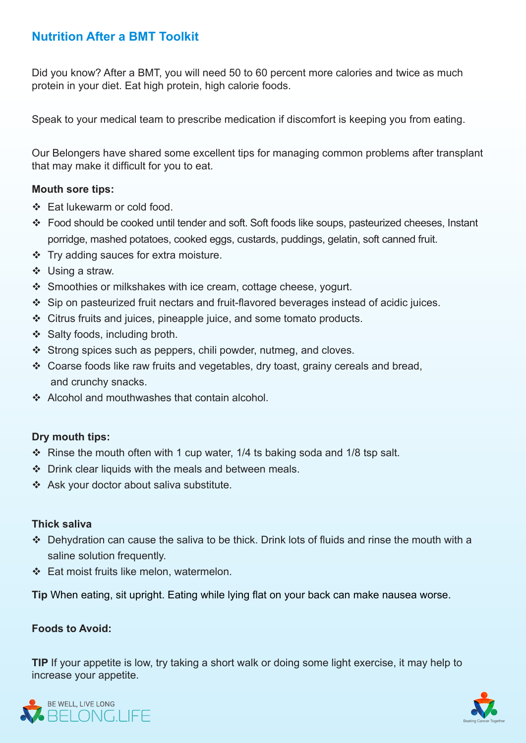## Nutrition After a BMT Toolkit

Did you know? After a BMT, you will need 50 to 60 percent more calories and twice as much protein in your diet. Eat high protein, high calorie foods.

Speak to your medical team to prescribe medication if discomfort is keeping you from eating.

Our Belongers have shared some excellent tips for managing common problems after transplant that may make it difficult for you to eat.

**Mouth sore tips:**

- Eat lukewarm or cold food.
- Food should be cooked until tender and soft. Soft foods like soups, pasteurized cheeses, Instant porridge, mashed potatoes, cooked eggs, custards, puddings, gelatin, soft canned fruit.
- Try adding sauces for extra moisture.
- Using a straw.
- Smoothies or milkshakes with ice cream, cottage cheese, yogurt.
- Sip on pasteurized fruit nectars and fruit-flavored beverages instead of acidic juices.
- Citrus fruits and juices, pineapple juice, and some tomato products.
- Salty foods, including broth.
- Strong spices such as peppers, chili powder, nutmeg, and cloves.
- Coarse foods like raw fruits and vegetables, dry toast, grainy cereals and bread, and crunchy snacks.
- Alcohol and mouthwashes that contain alcohol.

**Dry mouth tips:**

- Rinse the mouth often with 1 cup water, 1/4 ts baking soda and 1/8 tsp salt.
- Drink clear liquids with the meals and between meals.
- Ask your doctor about saliva substitute.

**Thick saliva**

- Dehydration can cause the saliva to be thick. Drink lots of fluids and rinse the mouth with a saline solution frequently.
- Eat moist fruits like melon, watermelon.

**Tip** When eating, sit upright. Eating while lying flat on your back can make nausea worse.

**Foods to Avoid:**

**TIP** If your appetite is low, try taking a short walk or doing some light exercise, it may help to increase your appetite.

BE WELL, LIVE LONG BELONG.LIFE

Beating Cancer Together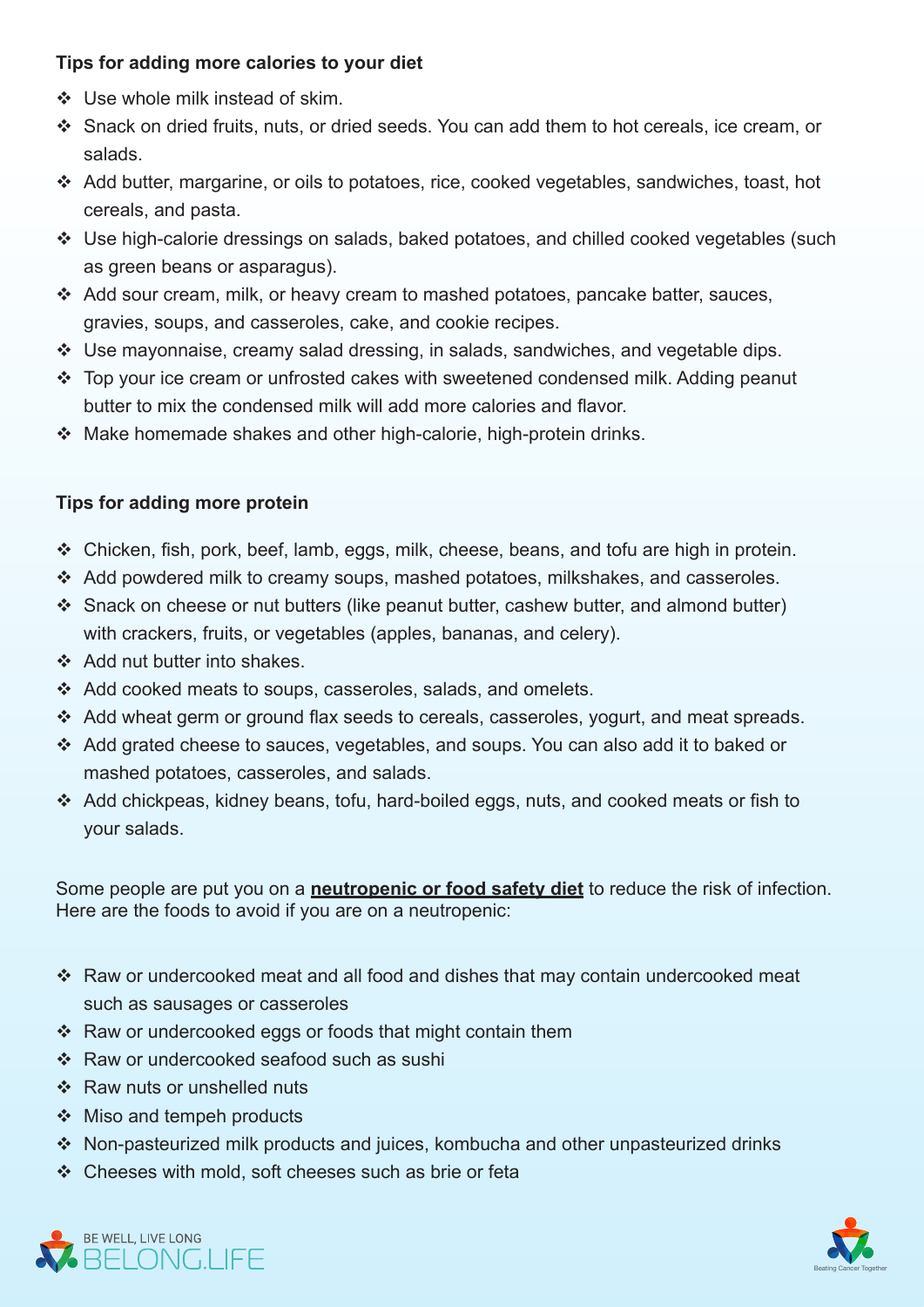**Tips for adding more calories to your diet**

- Use whole milk instead of skim.
- Snack on dried fruits, nuts, or dried seeds. You can add them to hot cereals, ice cream, or salads.
- Add butter, margarine, or oils to potatoes, rice, cooked vegetables, sandwiches, toast, hot cereals, and pasta.
- Use high-calorie dressings on salads, baked potatoes, and chilled cooked vegetables (such as green beans or asparagus).
- Add sour cream, milk, or heavy cream to mashed potatoes, pancake batter, sauces, gravies, soups, and casseroles, cake, and cookie recipes.
- Use mayonnaise, creamy salad dressing, in salads, sandwiches, and vegetable dips.
- Top your ice cream or unfrosted cakes with sweetened condensed milk. Adding peanut butter to mix the condensed milk will add more calories and flavor.
- Make homemade shakes and other high-calorie, high-protein drinks.

**Tips for adding more protein**

- Chicken, fish, pork, beef, lamb, eggs, milk, cheese, beans, and tofu are high in protein.
- Add powdered milk to creamy soups, mashed potatoes, milkshakes, and casseroles.
- Snack on cheese or nut butters (like peanut butter, cashew butter, and almond butter) with crackers, fruits, or vegetables (apples, bananas, and celery).
- Add nut butter into shakes.
- Add cooked meats to soups, casseroles, salads, and omelets.
- Add wheat germ or ground flax seeds to cereals, casseroles, yogurt, and meat spreads.
- Add grated cheese to sauces, vegetables, and soups. You can also add it to baked or mashed potatoes, casseroles, and salads.
- Add chickpeas, kidney beans, tofu, hard-boiled eggs, nuts, and cooked meats or fish to your salads.

Some people are put you on a **neutropenic or food safety diet** to reduce the risk of infection. Here are the foods to avoid if you are on a neutropenic:

- Raw or undercooked meat and all food and dishes that may contain undercooked meat such as sausages or casseroles
- Raw or undercooked eggs or foods that might contain them
- Raw or undercooked seafood such as sushi
- Raw nuts or unshelled nuts
- Miso and tempeh products
- Non-pasteurized milk products and juices, kombucha and other unpasteurized drinks
- Cheeses with mold, soft cheeses such as brie or feta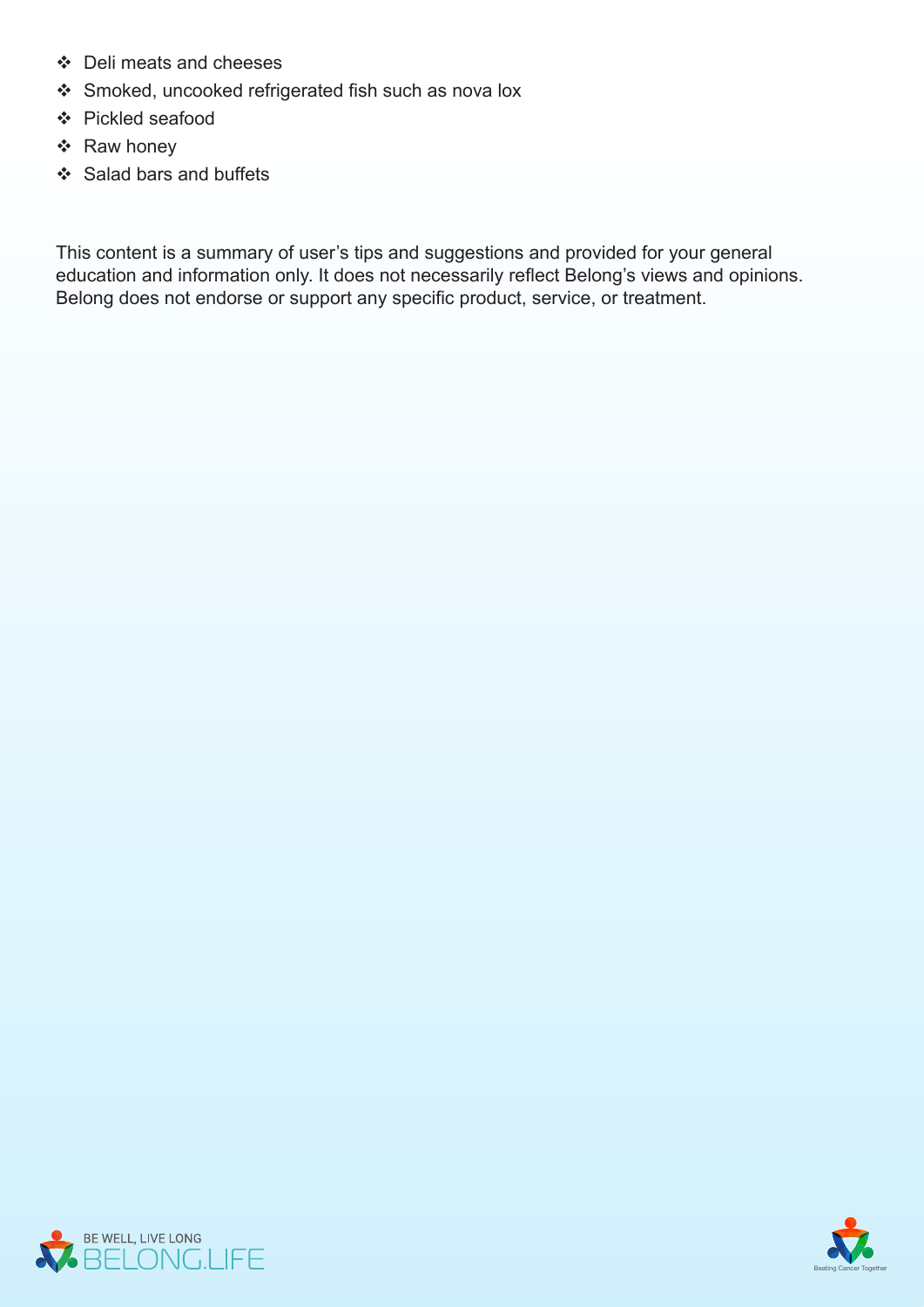- Deli meats and cheeses
- Smoked, uncooked refrigerated fish such as nova lox
- Pickled seafood
- Raw honey
- Salad bars and buffets

This content is a summary of user's tips and suggestions and provided for your general education and information only. It does not necessarily reflect Belong's views and opinions. Belong does not endorse or support any specific product, service, or treatment.